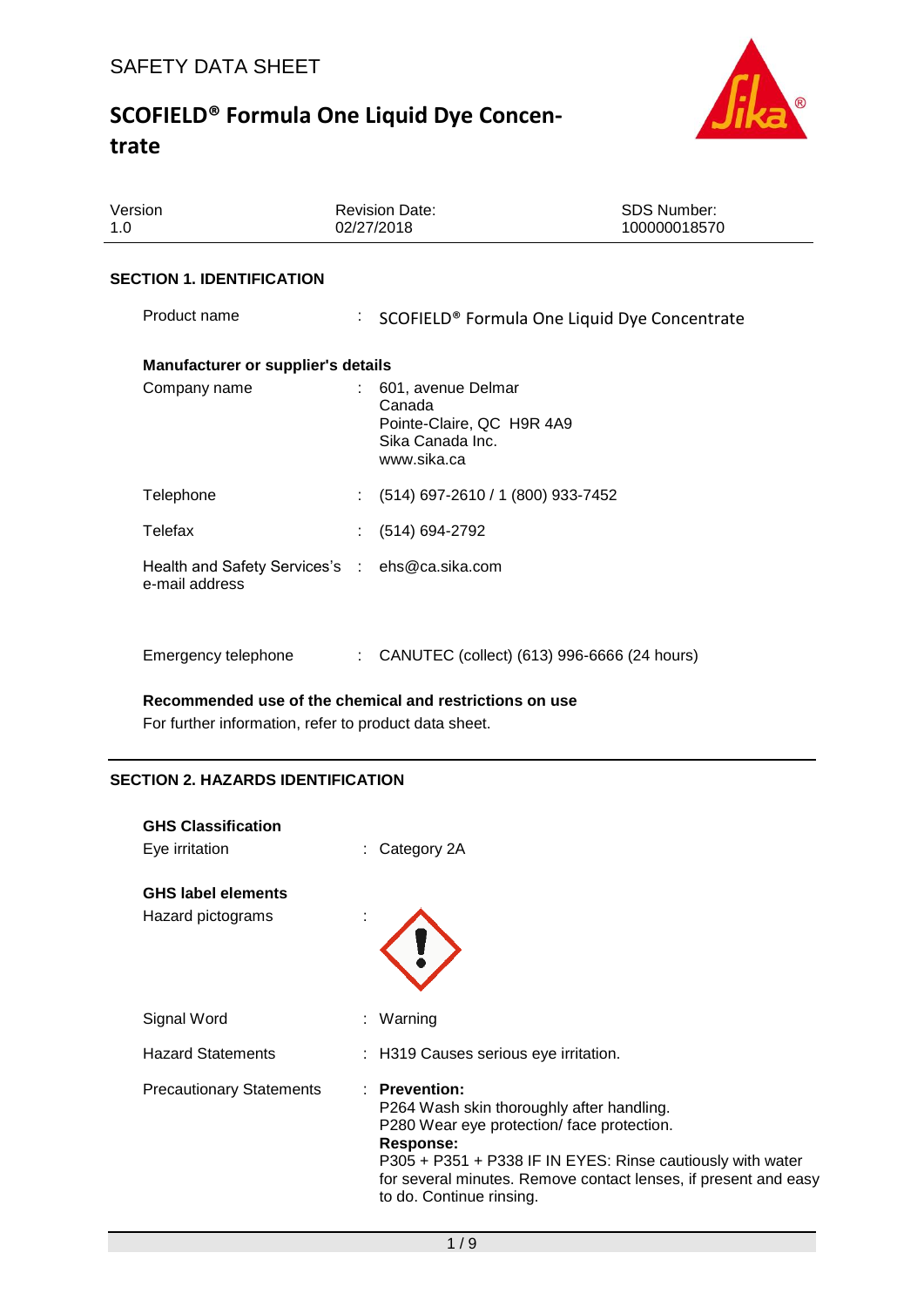SAFETY DATA SHEET

# SCOFIELD® Formula One Liquid Dye Concentrate

| Version | Revision Date: | SDS Number: |
|---|---|---|
| 1.0 | 02/27/2018 | 100000018570 |

## SECTION 1. IDENTIFICATION

Product name : SCOFIELD® Formula One Liquid Dye Concentrate

**Manufacturer or supplier's details**

Company name : 601, avenue Delmar
Canada
Pointe-Claire, QC H9R 4A9
Sika Canada Inc.
www.sika.ca

Telephone : (514) 697-2610 / 1 (800) 933-7452

Telefax : (514) 694-2792

Health and Safety Services's e-mail address : ehs@ca.sika.com

Emergency telephone : CANUTEC (collect) (613) 996-6666 (24 hours)

**Recommended use of the chemical and restrictions on use**

For further information, refer to product data sheet.

## SECTION 2. HAZARDS IDENTIFICATION

**GHS Classification**

Eye irritation : Category 2A

**GHS label elements**

Hazard pictograms :

Signal Word : Warning

Hazard Statements : H319 Causes serious eye irritation.

Precautionary Statements : **Prevention:**
P264 Wash skin thoroughly after handling.
P280 Wear eye protection/ face protection.
**Response:**
P305 + P351 + P338 IF IN EYES: Rinse cautiously with water for several minutes. Remove contact lenses, if present and easy to do. Continue rinsing.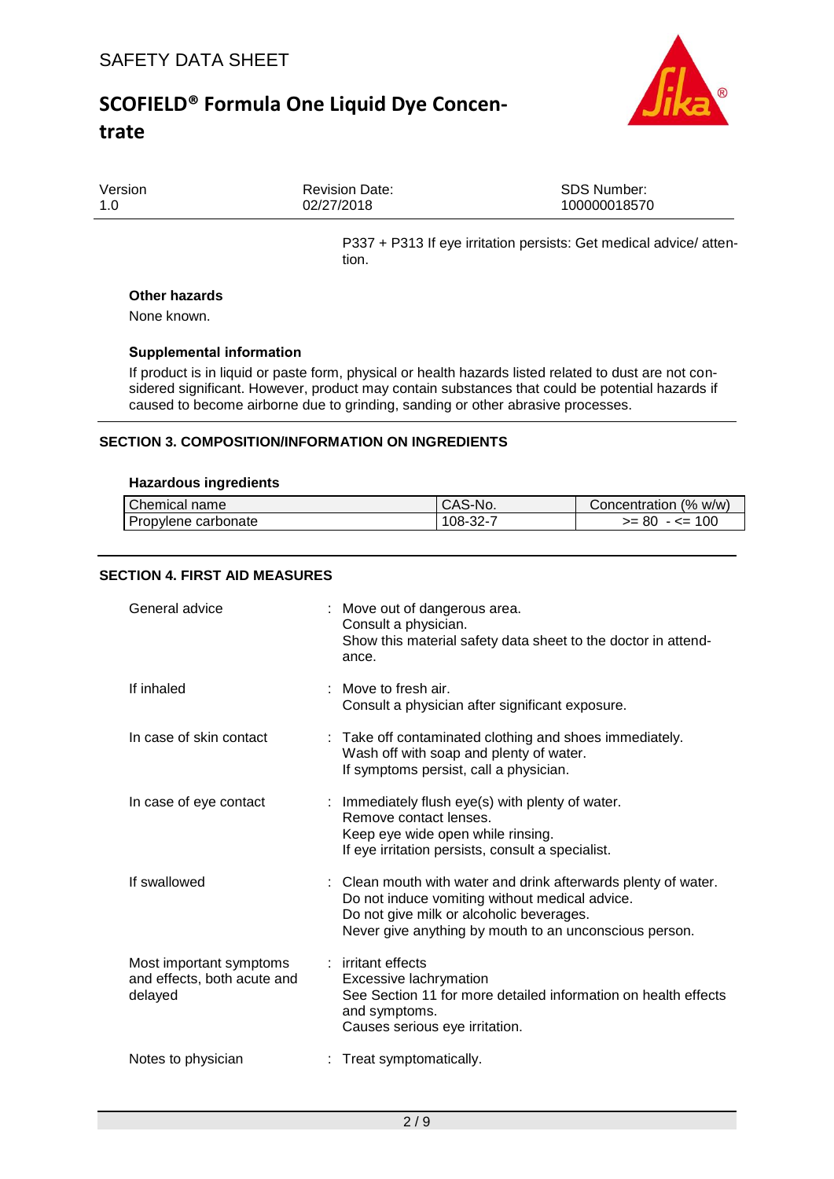P337 + P313 If eye irritation persists: Get medical advice/ attention.

**Other hazards**

None known.

**Supplemental information**

If product is in liquid or paste form, physical or health hazards listed related to dust are not considered significant. However, product may contain substances that could be potential hazards if caused to become airborne due to grinding, sanding or other abrasive processes.

## SECTION 3. COMPOSITION/INFORMATION ON INGREDIENTS

**Hazardous ingredients**

| Chemical name | CAS-No. | Concentration (% w/w) |
|---|---|---|
| Propylene carbonate | 108-32-7 | >= 80 - <= 100 |

## SECTION 4. FIRST AID MEASURES

| | |
|---|---|
| General advice | : Move out of dangerous area.<br>Consult a physician.<br>Show this material safety data sheet to the doctor in attendance. |
| If inhaled | : Move to fresh air.<br>Consult a physician after significant exposure. |
| In case of skin contact | : Take off contaminated clothing and shoes immediately.<br>Wash off with soap and plenty of water.<br>If symptoms persist, call a physician. |
| In case of eye contact | : Immediately flush eye(s) with plenty of water.<br>Remove contact lenses.<br>Keep eye wide open while rinsing.<br>If eye irritation persists, consult a specialist. |
| If swallowed | : Clean mouth with water and drink afterwards plenty of water.<br>Do not induce vomiting without medical advice.<br>Do not give milk or alcoholic beverages.<br>Never give anything by mouth to an unconscious person. |
| Most important symptoms and effects, both acute and delayed | : irritant effects<br>Excessive lachrymation<br>See Section 11 for more detailed information on health effects and symptoms.<br>Causes serious eye irritation. |
| Notes to physician | : Treat symptomatically. |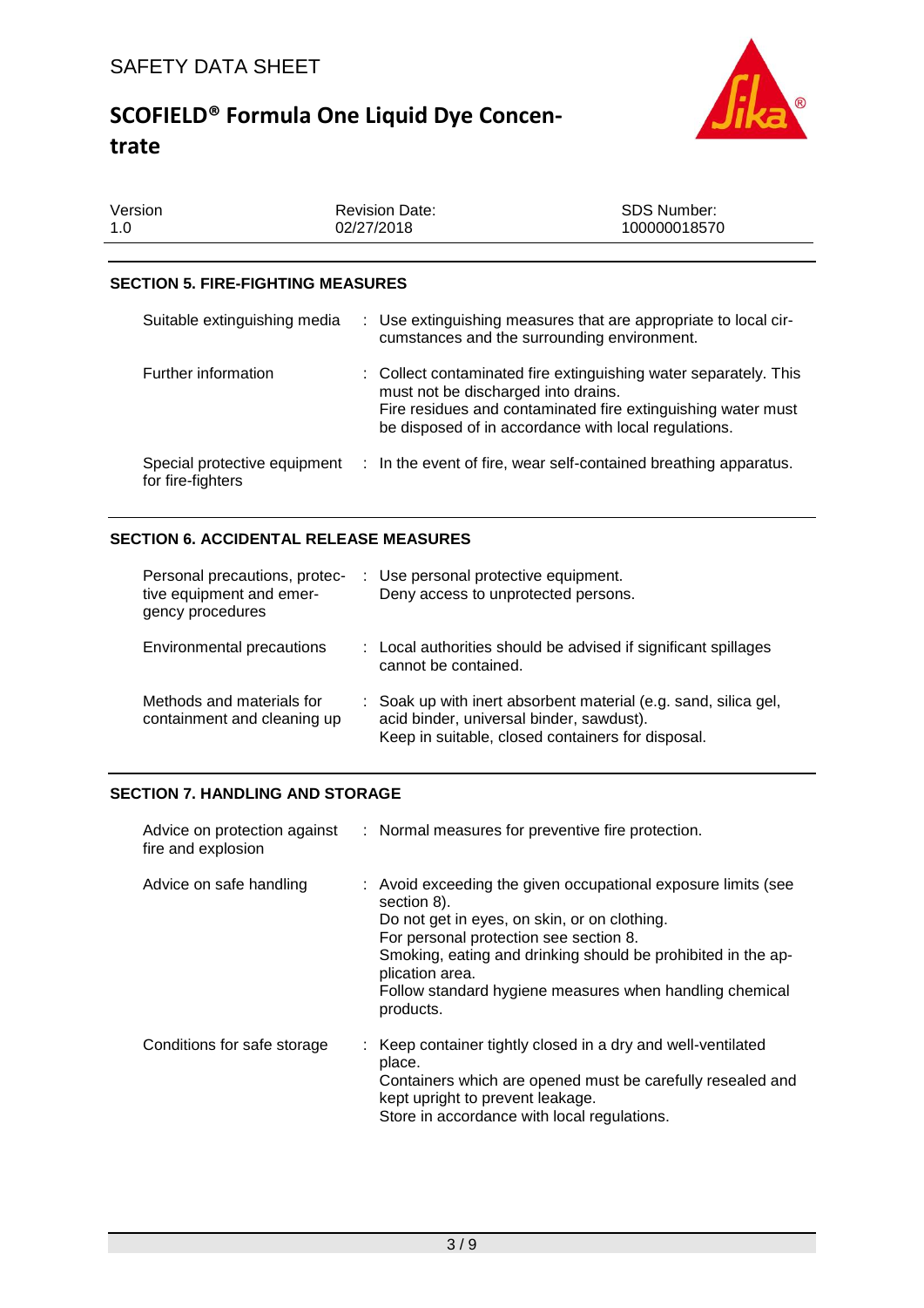## SECTION 5. FIRE-FIGHTING MEASURES

| | |
|---|---|
| Suitable extinguishing media | : Use extinguishing measures that are appropriate to local circumstances and the surrounding environment. |
| Further information | : Collect contaminated fire extinguishing water separately. This must not be discharged into drains.<br>Fire residues and contaminated fire extinguishing water must be disposed of in accordance with local regulations. |
| Special protective equipment for fire-fighters | : In the event of fire, wear self-contained breathing apparatus. |

## SECTION 6. ACCIDENTAL RELEASE MEASURES

| | |
|---|---|
| Personal precautions, protective equipment and emergency procedures | : Use personal protective equipment.<br>Deny access to unprotected persons. |
| Environmental precautions | : Local authorities should be advised if significant spillages cannot be contained. |
| Methods and materials for containment and cleaning up | : Soak up with inert absorbent material (e.g. sand, silica gel, acid binder, universal binder, sawdust).<br>Keep in suitable, closed containers for disposal. |

## SECTION 7. HANDLING AND STORAGE

| | |
|---|---|
| Advice on protection against fire and explosion | : Normal measures for preventive fire protection. |
| Advice on safe handling | : Avoid exceeding the given occupational exposure limits (see section 8).<br>Do not get in eyes, on skin, or on clothing.<br>For personal protection see section 8.<br>Smoking, eating and drinking should be prohibited in the application area.<br>Follow standard hygiene measures when handling chemical products. |
| Conditions for safe storage | : Keep container tightly closed in a dry and well-ventilated place.<br>Containers which are opened must be carefully resealed and kept upright to prevent leakage.<br>Store in accordance with local regulations. |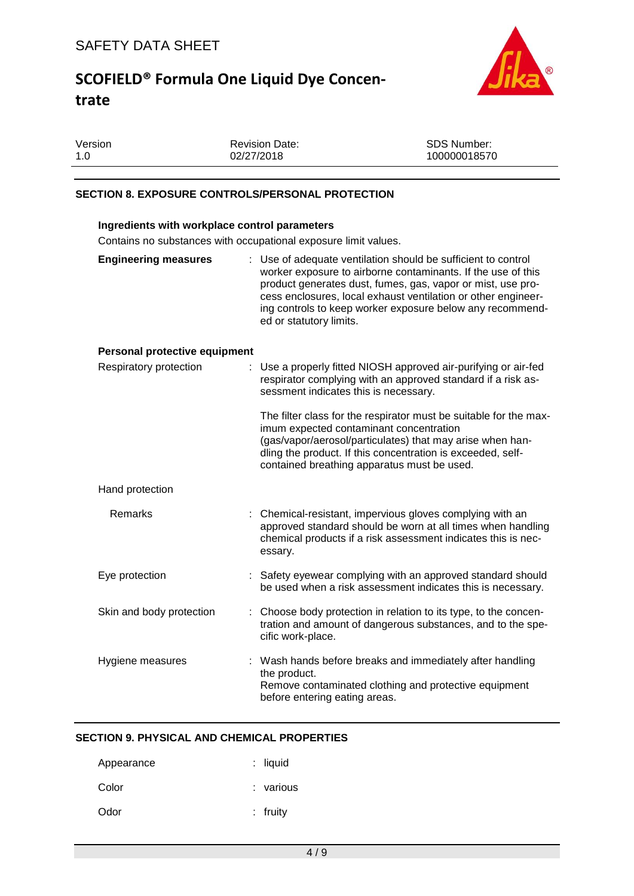## SECTION 8. EXPOSURE CONTROLS/PERSONAL PROTECTION

### Ingredients with workplace control parameters

Contains no substances with occupational exposure limit values.

**Engineering measures** : Use of adequate ventilation should be sufficient to control worker exposure to airborne contaminants. If the use of this product generates dust, fumes, gas, vapor or mist, use process enclosures, local exhaust ventilation or other engineering controls to keep worker exposure below any recommended or statutory limits.

### Personal protective equipment

Respiratory protection : Use a properly fitted NIOSH approved air-purifying or air-fed respirator complying with an approved standard if a risk assessment indicates this is necessary.

The filter class for the respirator must be suitable for the maximum expected contaminant concentration (gas/vapor/aerosol/particulates) that may arise when handling the product. If this concentration is exceeded, self-contained breathing apparatus must be used.

Hand protection

Remarks : Chemical-resistant, impervious gloves complying with an approved standard should be worn at all times when handling chemical products if a risk assessment indicates this is necessary.

Eye protection : Safety eyewear complying with an approved standard should be used when a risk assessment indicates this is necessary.

Skin and body protection : Choose body protection in relation to its type, to the concentration and amount of dangerous substances, and to the specific work-place.

Hygiene measures : Wash hands before breaks and immediately after handling the product.
Remove contaminated clothing and protective equipment before entering eating areas.

## SECTION 9. PHYSICAL AND CHEMICAL PROPERTIES

Appearance : liquid

Color : various

Odor : fruity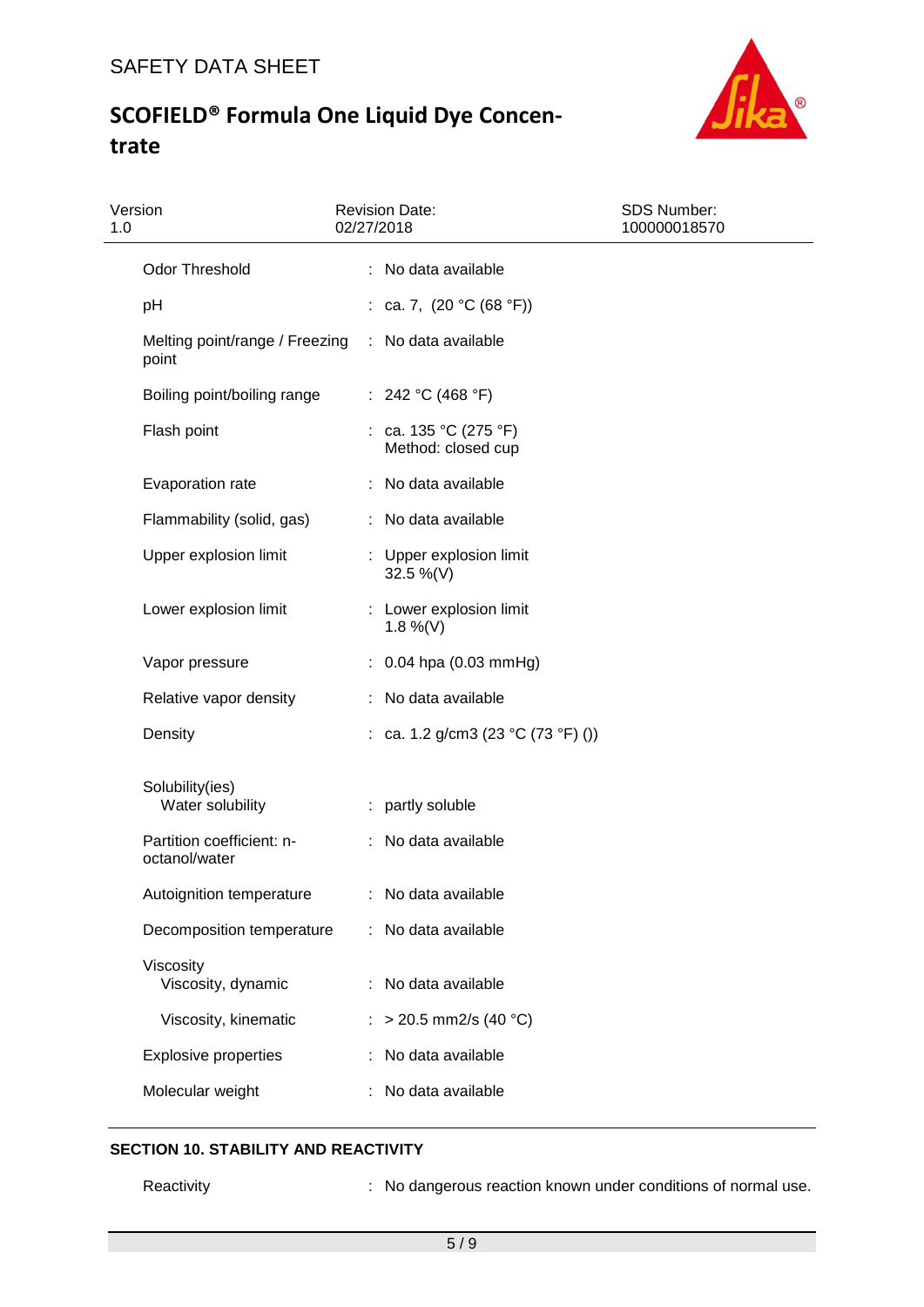| | | |
|---|---|---|
| Odor Threshold | : | No data available |
| pH | : | ca. 7, (20 °C (68 °F)) |
| Melting point/range / Freezing point | : | No data available |
| Boiling point/boiling range | : | 242 °C (468 °F) |
| Flash point | : | ca. 135 °C (275 °F)<br>Method: closed cup |
| Evaporation rate | : | No data available |
| Flammability (solid, gas) | : | No data available |
| Upper explosion limit | : | Upper explosion limit<br>32.5 %(V) |
| Lower explosion limit | : | Lower explosion limit<br>1.8 %(V) |
| Vapor pressure | : | 0.04 hpa (0.03 mmHg) |
| Relative vapor density | : | No data available |
| Density | : | ca. 1.2 g/cm3 (23 °C (73 °F) ()) |
| Solubility(ies)<br>Water solubility | : | partly soluble |
| Partition coefficient: n-octanol/water | : | No data available |
| Autoignition temperature | : | No data available |
| Decomposition temperature | : | No data available |
| Viscosity<br>Viscosity, dynamic | : | No data available |
| Viscosity, kinematic | : | > 20.5 mm2/s (40 °C) |
| Explosive properties | : | No data available |
| Molecular weight | : | No data available |

## SECTION 10. STABILITY AND REACTIVITY

| | | |
|---|---|---|
| Reactivity | : | No dangerous reaction known under conditions of normal use. |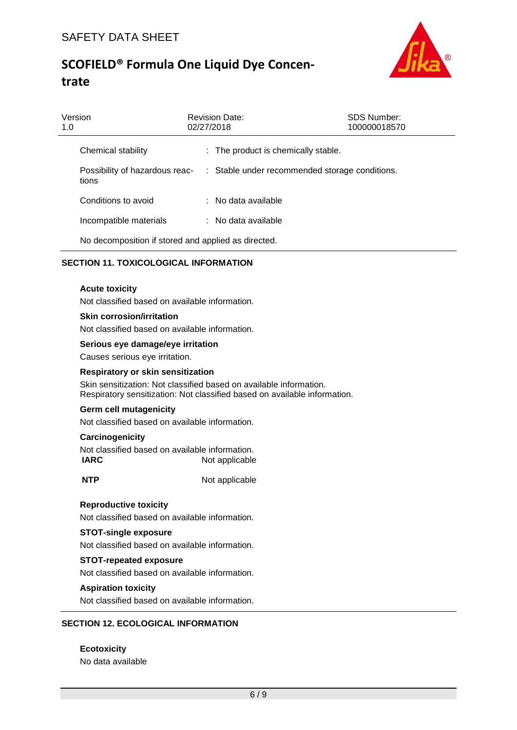| | |
|---|---|
| Chemical stability | : The product is chemically stable. |
| Possibility of hazardous reactions | : Stable under recommended storage conditions. |
| Conditions to avoid | : No data available |
| Incompatible materials | : No data available |

No decomposition if stored and applied as directed.

## SECTION 11. TOXICOLOGICAL INFORMATION

**Acute toxicity**

Not classified based on available information.

**Skin corrosion/irritation**

Not classified based on available information.

**Serious eye damage/eye irritation**

Causes serious eye irritation.

**Respiratory or skin sensitization**

Skin sensitization: Not classified based on available information.
Respiratory sensitization: Not classified based on available information.

**Germ cell mutagenicity**

Not classified based on available information.

**Carcinogenicity**

Not classified based on available information.

| | |
|---|---|
| **IARC** | Not applicable |
| **NTP** | Not applicable |

**Reproductive toxicity**

Not classified based on available information.

**STOT-single exposure**

Not classified based on available information.

**STOT-repeated exposure**

Not classified based on available information.

**Aspiration toxicity**

Not classified based on available information.

## SECTION 12. ECOLOGICAL INFORMATION

**Ecotoxicity**

No data available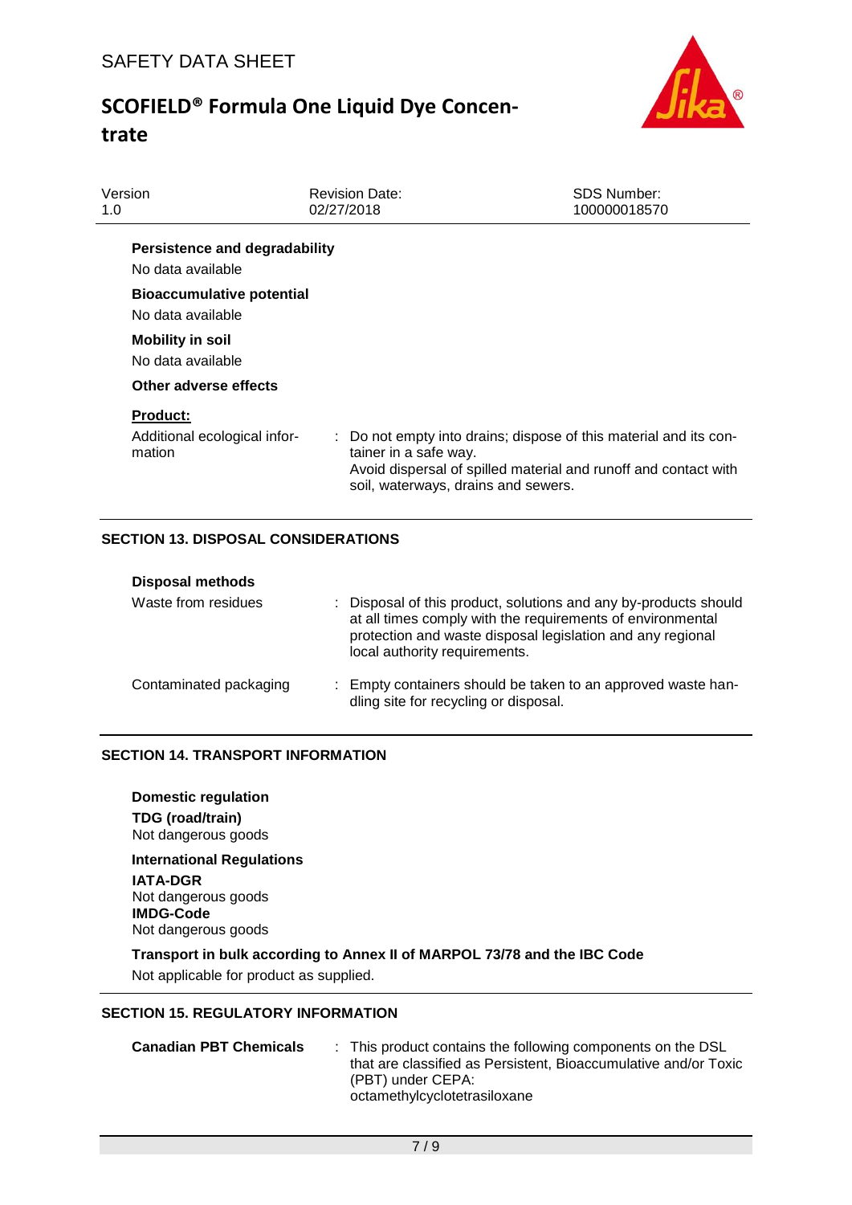**Persistence and degradability**

No data available

**Bioaccumulative potential**

No data available

**Mobility in soil**

No data available

**Other adverse effects**

**Product:**

| | |
|---|---|
| Additional ecological information | : Do not empty into drains; dispose of this material and its container in a safe way. Avoid dispersal of spilled material and runoff and contact with soil, waterways, drains and sewers. |

## SECTION 13. DISPOSAL CONSIDERATIONS

**Disposal methods**

| | |
|---|---|
| Waste from residues | : Disposal of this product, solutions and any by-products should at all times comply with the requirements of environmental protection and waste disposal legislation and any regional local authority requirements. |
| Contaminated packaging | : Empty containers should be taken to an approved waste handling site for recycling or disposal. |

## SECTION 14. TRANSPORT INFORMATION

**Domestic regulation**

**TDG (road/train)**
Not dangerous goods

**International Regulations**

**IATA-DGR**
Not dangerous goods
**IMDG-Code**
Not dangerous goods

**Transport in bulk according to Annex II of MARPOL 73/78 and the IBC Code**

Not applicable for product as supplied.

## SECTION 15. REGULATORY INFORMATION

| | |
|---|---|
| **Canadian PBT Chemicals** | : This product contains the following components on the DSL that are classified as Persistent, Bioaccumulative and/or Toxic (PBT) under CEPA: octamethylcyclotetrasiloxane |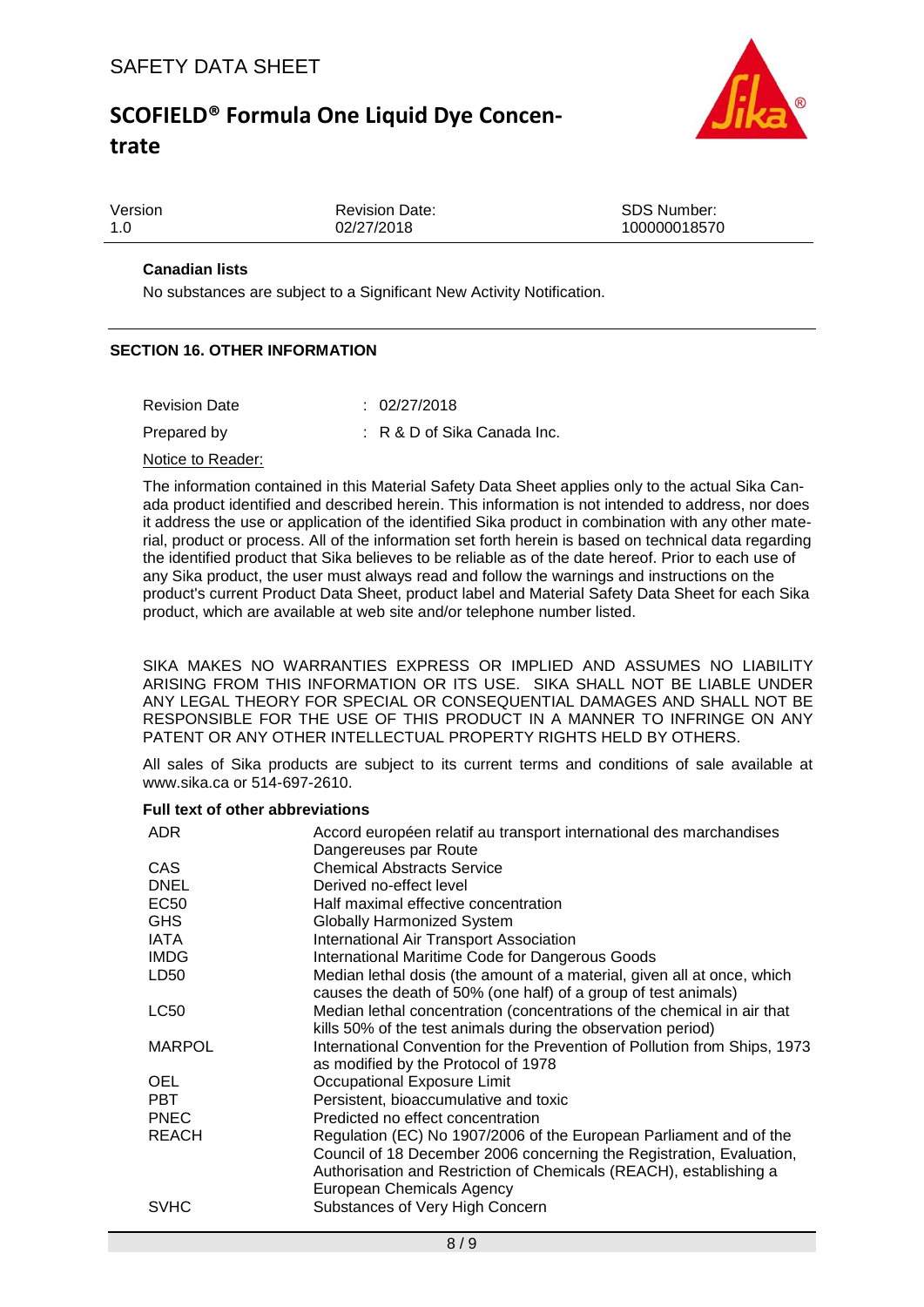**Canadian lists**

No substances are subject to a Significant New Activity Notification.

## SECTION 16. OTHER INFORMATION

| | |
|---|---|
| Revision Date | : 02/27/2018 |
| Prepared by | : R & D of Sika Canada Inc. |

Notice to Reader:

The information contained in this Material Safety Data Sheet applies only to the actual Sika Canada product identified and described herein. This information is not intended to address, nor does it address the use or application of the identified Sika product in combination with any other material, product or process. All of the information set forth herein is based on technical data regarding the identified product that Sika believes to be reliable as of the date hereof. Prior to each use of any Sika product, the user must always read and follow the warnings and instructions on the product's current Product Data Sheet, product label and Material Safety Data Sheet for each Sika product, which are available at web site and/or telephone number listed.

SIKA MAKES NO WARRANTIES EXPRESS OR IMPLIED AND ASSUMES NO LIABILITY ARISING FROM THIS INFORMATION OR ITS USE. SIKA SHALL NOT BE LIABLE UNDER ANY LEGAL THEORY FOR SPECIAL OR CONSEQUENTIAL DAMAGES AND SHALL NOT BE RESPONSIBLE FOR THE USE OF THIS PRODUCT IN A MANNER TO INFRINGE ON ANY PATENT OR ANY OTHER INTELLECTUAL PROPERTY RIGHTS HELD BY OTHERS.

All sales of Sika products are subject to its current terms and conditions of sale available at www.sika.ca or 514-697-2610.

**Full text of other abbreviations**

| | |
|---|---|
| ADR | Accord européen relatif au transport international des marchandises Dangereuses par Route |
| CAS | Chemical Abstracts Service |
| DNEL | Derived no-effect level |
| EC50 | Half maximal effective concentration |
| GHS | Globally Harmonized System |
| IATA | International Air Transport Association |
| IMDG | International Maritime Code for Dangerous Goods |
| LD50 | Median lethal dosis (the amount of a material, given all at once, which causes the death of 50% (one half) of a group of test animals) |
| LC50 | Median lethal concentration (concentrations of the chemical in air that kills 50% of the test animals during the observation period) |
| MARPOL | International Convention for the Prevention of Pollution from Ships, 1973 as modified by the Protocol of 1978 |
| OEL | Occupational Exposure Limit |
| PBT | Persistent, bioaccumulative and toxic |
| PNEC | Predicted no effect concentration |
| REACH | Regulation (EC) No 1907/2006 of the European Parliament and of the Council of 18 December 2006 concerning the Registration, Evaluation, Authorisation and Restriction of Chemicals (REACH), establishing a European Chemicals Agency |
| SVHC | Substances of Very High Concern |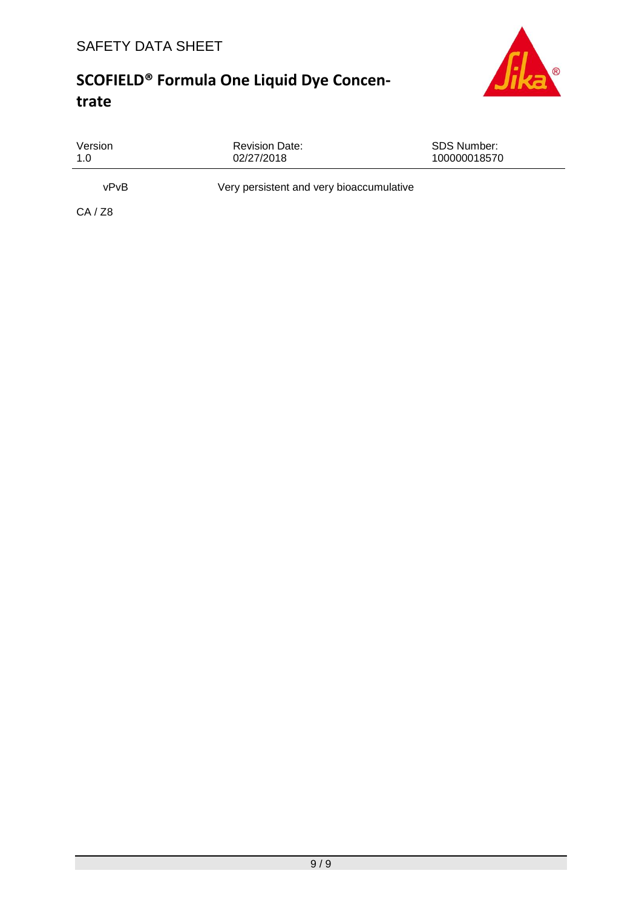| | |
|---|---|
| vPvB | Very persistent and very bioaccumulative |

CA / Z8